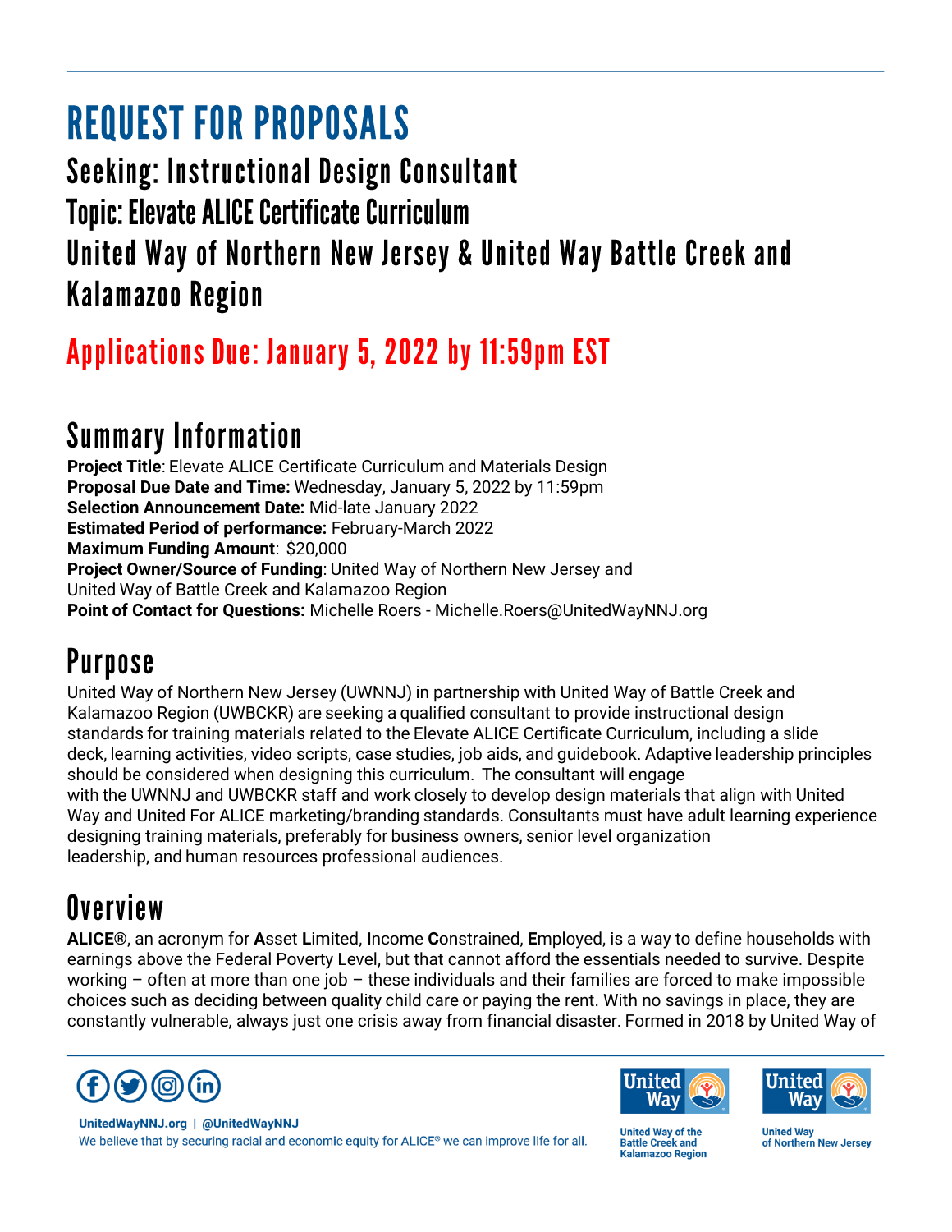# REQUEST FOR PROPOSALS

## Seeking: Instructional Design Consultant
## Topic: Elevate ALICE Certificate Curriculum
## United Way of Northern New Jersey & United Way Battle Creek and Kalamazoo Region

## Applications Due: January 5, 2022 by 11:59pm EST

## Summary Information

**Project Title**: Elevate ALICE Certificate Curriculum and Materials Design
**Proposal Due Date and Time:** Wednesday, January 5, 2022 by 11:59pm
**Selection Announcement Date:** Mid-late January 2022
**Estimated Period of performance:** February-March 2022
**Maximum Funding Amount**: $20,000
**Project Owner/Source of Funding**: United Way of Northern New Jersey and United Way of Battle Creek and Kalamazoo Region
**Point of Contact for Questions:** Michelle Roers - Michelle.Roers@UnitedWayNNJ.org

## Purpose

United Way of Northern New Jersey (UWNNJ) in partnership with United Way of Battle Creek and Kalamazoo Region (UWBCKR) are seeking a qualified consultant to provide instructional design standards for training materials related to the Elevate ALICE Certificate Curriculum, including a slide deck, learning activities, video scripts, case studies, job aids, and guidebook. Adaptive leadership principles should be considered when designing this curriculum. The consultant will engage with the UWNNJ and UWBCKR staff and work closely to develop design materials that align with United Way and United For ALICE marketing/branding standards. Consultants must have adult learning experience designing training materials, preferably for business owners, senior level organization leadership, and human resources professional audiences.

## Overview

**ALICE®**, an acronym for **A**sset **L**imited, **I**ncome **C**onstrained, **E**mployed, is a way to define households with earnings above the Federal Poverty Level, but that cannot afford the essentials needed to survive. Despite working – often at more than one job – these individuals and their families are forced to make impossible choices such as deciding between quality child care or paying the rent. With no savings in place, they are constantly vulnerable, always just one crisis away from financial disaster. Formed in 2018 by United Way of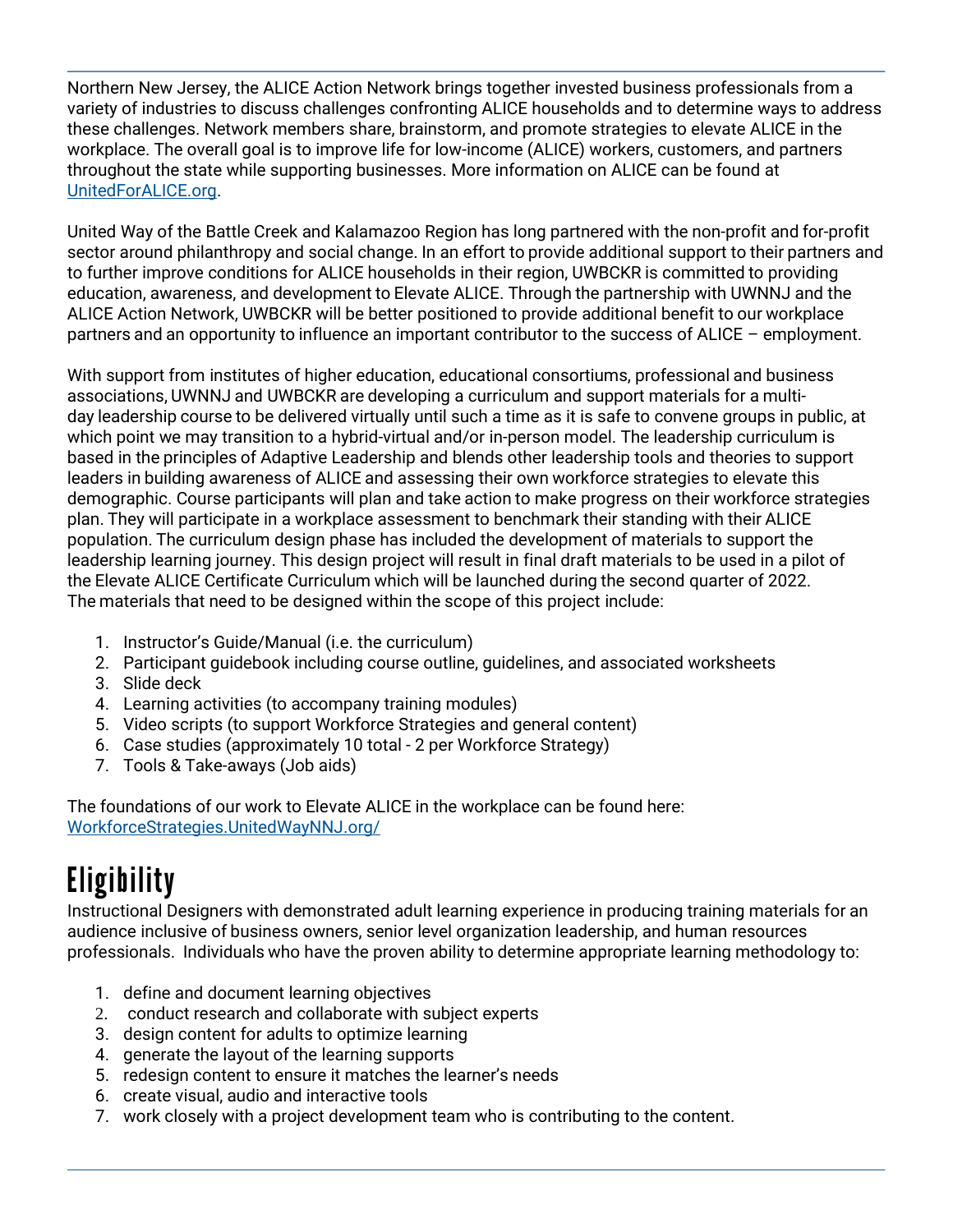Northern New Jersey, the ALICE Action Network brings together invested business professionals from a variety of industries to discuss challenges confronting ALICE households and to determine ways to address these challenges. Network members share, brainstorm, and promote strategies to elevate ALICE in the workplace. The overall goal is to improve life for low-income (ALICE) workers, customers, and partners throughout the state while supporting businesses. More information on ALICE can be found at UnitedForALICE.org.

United Way of the Battle Creek and Kalamazoo Region has long partnered with the non-profit and for-profit sector around philanthropy and social change. In an effort to provide additional support to their partners and to further improve conditions for ALICE households in their region, UWBCKR is committed to providing education, awareness, and development to Elevate ALICE. Through the partnership with UWNNJ and the ALICE Action Network, UWBCKR will be better positioned to provide additional benefit to our workplace partners and an opportunity to influence an important contributor to the success of ALICE – employment.

With support from institutes of higher education, educational consortiums, professional and business associations, UWNNJ and UWBCKR are developing a curriculum and support materials for a multi-day leadership course to be delivered virtually until such a time as it is safe to convene groups in public, at which point we may transition to a hybrid-virtual and/or in-person model. The leadership curriculum is based in the principles of Adaptive Leadership and blends other leadership tools and theories to support leaders in building awareness of ALICE and assessing their own workforce strategies to elevate this demographic. Course participants will plan and take action to make progress on their workforce strategies plan. They will participate in a workplace assessment to benchmark their standing with their ALICE population. The curriculum design phase has included the development of materials to support the leadership learning journey. This design project will result in final draft materials to be used in a pilot of the Elevate ALICE Certificate Curriculum which will be launched during the second quarter of 2022. The materials that need to be designed within the scope of this project include:

1. Instructor's Guide/Manual (i.e. the curriculum)
2. Participant guidebook including course outline, guidelines, and associated worksheets
3. Slide deck
4. Learning activities (to accompany training modules)
5. Video scripts (to support Workforce Strategies and general content)
6. Case studies (approximately 10 total - 2 per Workforce Strategy)
7. Tools & Take-aways (Job aids)

The foundations of our work to Elevate ALICE in the workplace can be found here: WorkforceStrategies.UnitedWayNNJ.org/

# Eligibility

Instructional Designers with demonstrated adult learning experience in producing training materials for an audience inclusive of business owners, senior level organization leadership, and human resources professionals. Individuals who have the proven ability to determine appropriate learning methodology to:

1. define and document learning objectives
2. conduct research and collaborate with subject experts
3. design content for adults to optimize learning
4. generate the layout of the learning supports
5. redesign content to ensure it matches the learner's needs
6. create visual, audio and interactive tools
7. work closely with a project development team who is contributing to the content.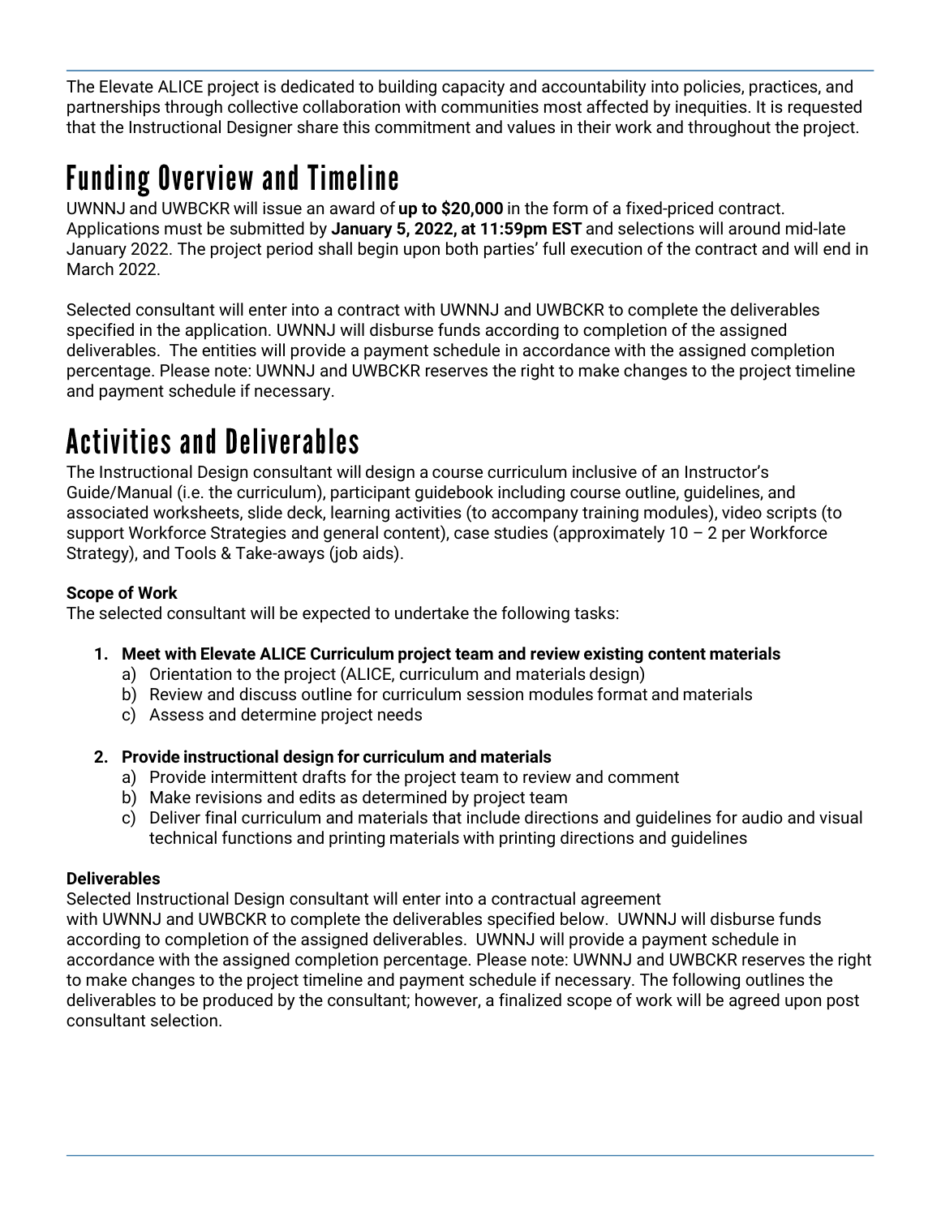The Elevate ALICE project is dedicated to building capacity and accountability into policies, practices, and partnerships through collective collaboration with communities most affected by inequities. It is requested that the Instructional Designer share this commitment and values in their work and throughout the project.

# Funding Overview and Timeline

UWNNJ and UWBCKR will issue an award of **up to $20,000** in the form of a fixed-priced contract. Applications must be submitted by **January 5, 2022, at 11:59pm EST** and selections will around mid-late January 2022. The project period shall begin upon both parties' full execution of the contract and will end in March 2022.

Selected consultant will enter into a contract with UWNNJ and UWBCKR to complete the deliverables specified in the application. UWNNJ will disburse funds according to completion of the assigned deliverables. The entities will provide a payment schedule in accordance with the assigned completion percentage. Please note: UWNNJ and UWBCKR reserves the right to make changes to the project timeline and payment schedule if necessary.

# Activities and Deliverables

The Instructional Design consultant will design a course curriculum inclusive of an Instructor's Guide/Manual (i.e. the curriculum), participant guidebook including course outline, guidelines, and associated worksheets, slide deck, learning activities (to accompany training modules), video scripts (to support Workforce Strategies and general content), case studies (approximately 10 – 2 per Workforce Strategy), and Tools & Take-aways (job aids).

**Scope of Work**

The selected consultant will be expected to undertake the following tasks:

1. **Meet with Elevate ALICE Curriculum project team and review existing content materials**
   a) Orientation to the project (ALICE, curriculum and materials design)
   b) Review and discuss outline for curriculum session modules format and materials
   c) Assess and determine project needs

2. **Provide instructional design for curriculum and materials**
   a) Provide intermittent drafts for the project team to review and comment
   b) Make revisions and edits as determined by project team
   c) Deliver final curriculum and materials that include directions and guidelines for audio and visual technical functions and printing materials with printing directions and guidelines

**Deliverables**

Selected Instructional Design consultant will enter into a contractual agreement with UWNNJ and UWBCKR to complete the deliverables specified below. UWNNJ will disburse funds according to completion of the assigned deliverables. UWNNJ will provide a payment schedule in accordance with the assigned completion percentage. Please note: UWNNJ and UWBCKR reserves the right to make changes to the project timeline and payment schedule if necessary. The following outlines the deliverables to be produced by the consultant; however, a finalized scope of work will be agreed upon post consultant selection.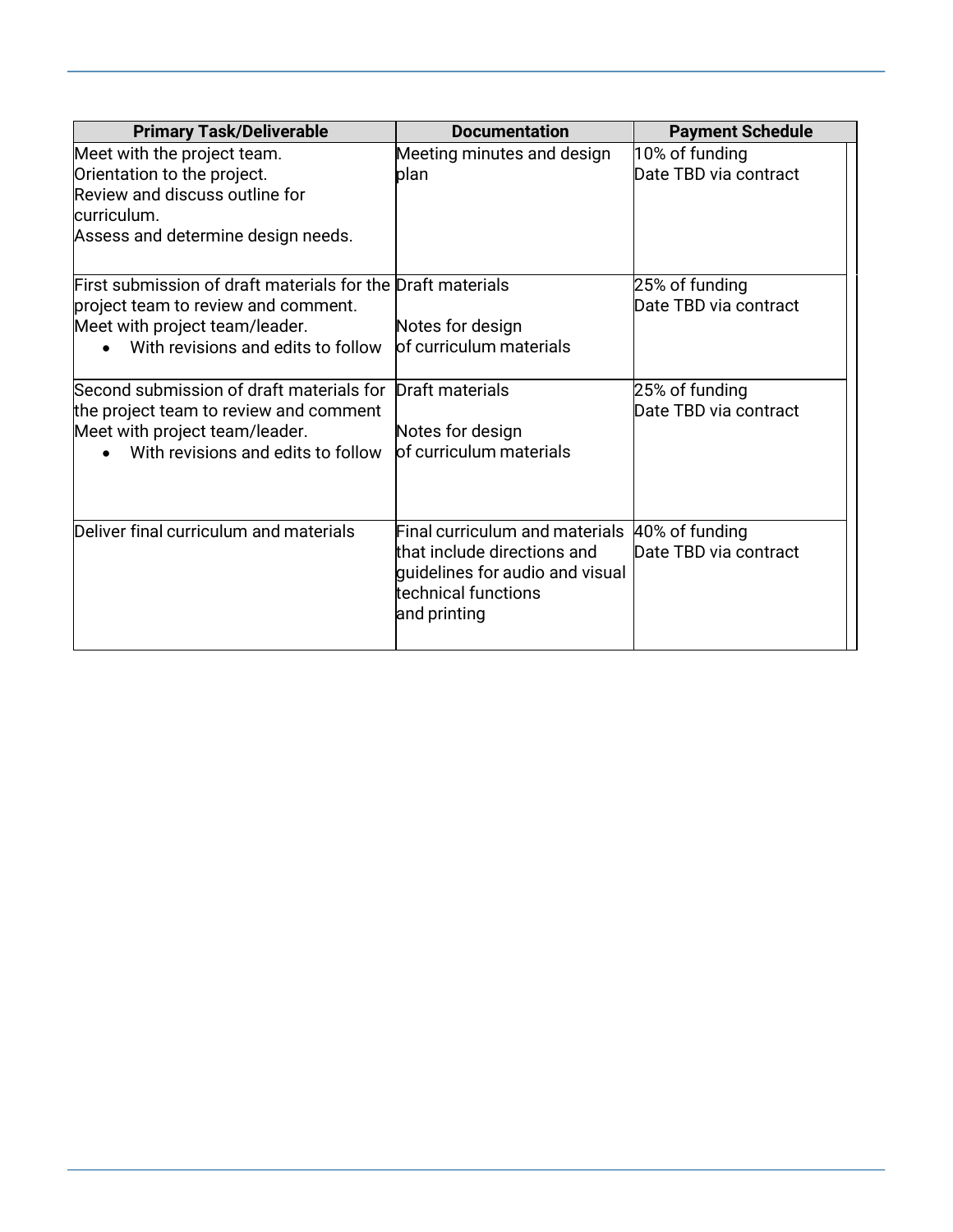| Primary Task/Deliverable | Documentation | Payment Schedule |
|---|---|---|
| Meet with the project team.<br>Orientation to the project.<br>Review and discuss outline for curriculum.<br>Assess and determine design needs. | Meeting minutes and design plan | 10% of funding<br>Date TBD via contract |
| First submission of draft materials for the project team to review and comment.<br>Meet with project team/leader.<br>• With revisions and edits to follow | Draft materials<br><br>Notes for design of curriculum materials | 25% of funding<br>Date TBD via contract |
| Second submission of draft materials for the project team to review and comment<br>Meet with project team/leader.<br>• With revisions and edits to follow | Draft materials<br><br>Notes for design of curriculum materials | 25% of funding<br>Date TBD via contract |
| Deliver final curriculum and materials | Final curriculum and materials that include directions and guidelines for audio and visual technical functions and printing | 40% of funding<br>Date TBD via contract |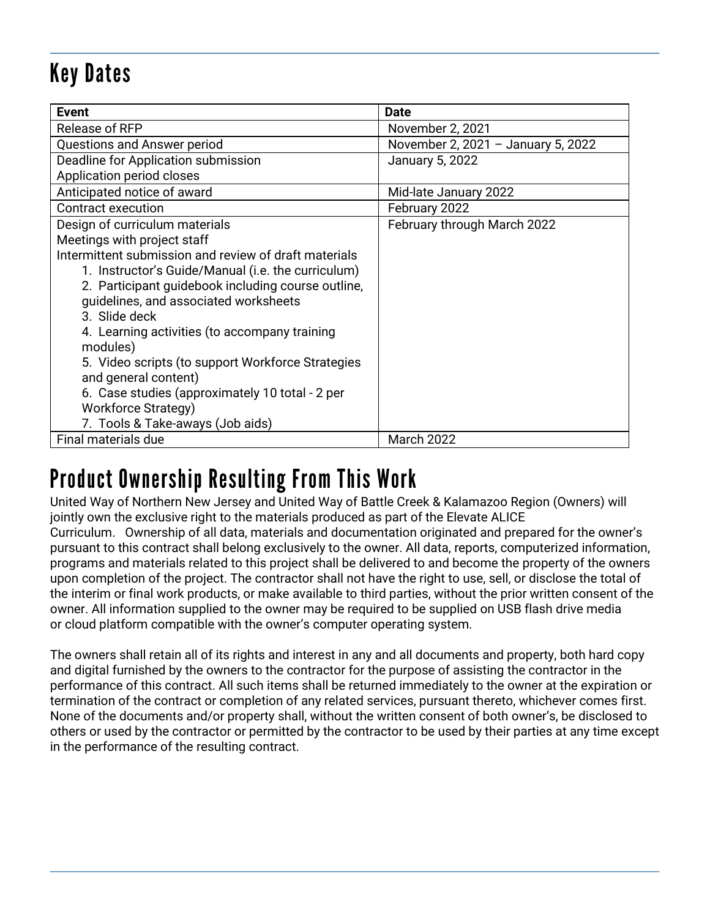## Key Dates

| Event | Date |
|---|---|
| Release of RFP | November 2, 2021 |
| Questions and Answer period | November 2, 2021 – January 5, 2022 |
| Deadline for Application submission<br>Application period closes | January 5, 2022 |
| Anticipated notice of award | Mid-late January 2022 |
| Contract execution | February 2022 |
| Design of curriculum materials<br>Meetings with project staff<br>Intermittent submission and review of draft materials<br>1. Instructor's Guide/Manual (i.e. the curriculum)<br>2. Participant guidebook including course outline, guidelines, and associated worksheets<br>3. Slide deck<br>4. Learning activities (to accompany training modules)<br>5. Video scripts (to support Workforce Strategies and general content)<br>6. Case studies (approximately 10 total - 2 per Workforce Strategy)<br>7. Tools & Take-aways (Job aids) | February through March 2022 |
| Final materials due | March 2022 |

## Product Ownership Resulting From This Work

United Way of Northern New Jersey and United Way of Battle Creek & Kalamazoo Region (Owners) will jointly own the exclusive right to the materials produced as part of the Elevate ALICE Curriculum. Ownership of all data, materials and documentation originated and prepared for the owner's pursuant to this contract shall belong exclusively to the owner. All data, reports, computerized information, programs and materials related to this project shall be delivered to and become the property of the owners upon completion of the project. The contractor shall not have the right to use, sell, or disclose the total of the interim or final work products, or make available to third parties, without the prior written consent of the owner. All information supplied to the owner may be required to be supplied on USB flash drive media or cloud platform compatible with the owner's computer operating system.

The owners shall retain all of its rights and interest in any and all documents and property, both hard copy and digital furnished by the owners to the contractor for the purpose of assisting the contractor in the performance of this contract. All such items shall be returned immediately to the owner at the expiration or termination of the contract or completion of any related services, pursuant thereto, whichever comes first. None of the documents and/or property shall, without the written consent of both owner's, be disclosed to others or used by the contractor or permitted by the contractor to be used by their parties at any time except in the performance of the resulting contract.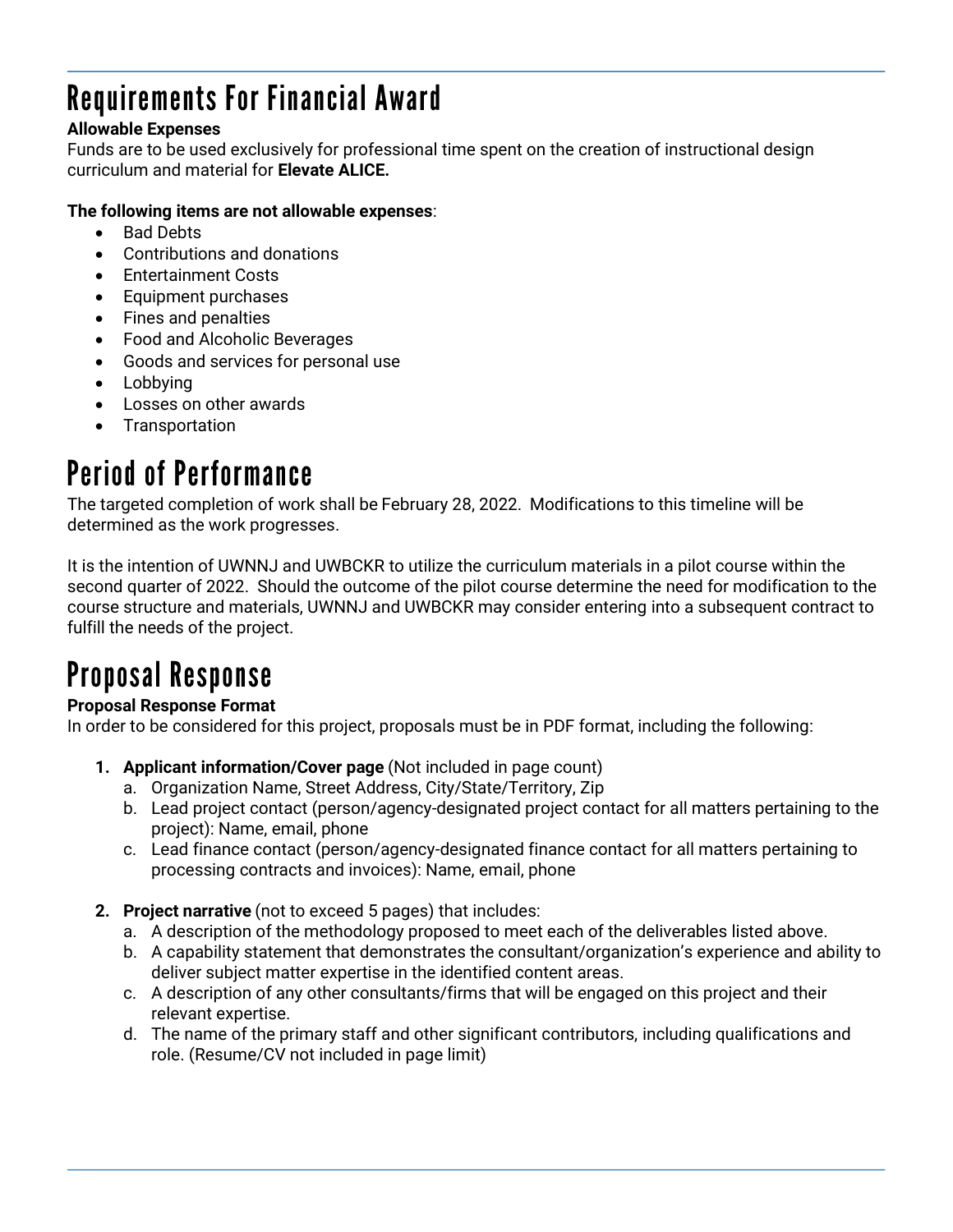# Requirements For Financial Award

**Allowable Expenses**

Funds are to be used exclusively for professional time spent on the creation of instructional design curriculum and material for **Elevate ALICE.**

**The following items are not allowable expenses**:

- Bad Debts
- Contributions and donations
- Entertainment Costs
- Equipment purchases
- Fines and penalties
- Food and Alcoholic Beverages
- Goods and services for personal use
- Lobbying
- Losses on other awards
- Transportation

# Period of Performance

The targeted completion of work shall be February 28, 2022. Modifications to this timeline will be determined as the work progresses.

It is the intention of UWNNJ and UWBCKR to utilize the curriculum materials in a pilot course within the second quarter of 2022. Should the outcome of the pilot course determine the need for modification to the course structure and materials, UWNNJ and UWBCKR may consider entering into a subsequent contract to fulfill the needs of the project.

# Proposal Response

**Proposal Response Format**

In order to be considered for this project, proposals must be in PDF format, including the following:

1. **Applicant information/Cover page** (Not included in page count)
   a. Organization Name, Street Address, City/State/Territory, Zip
   b. Lead project contact (person/agency-designated project contact for all matters pertaining to the project): Name, email, phone
   c. Lead finance contact (person/agency-designated finance contact for all matters pertaining to processing contracts and invoices): Name, email, phone

2. **Project narrative** (not to exceed 5 pages) that includes:
   a. A description of the methodology proposed to meet each of the deliverables listed above.
   b. A capability statement that demonstrates the consultant/organization's experience and ability to deliver subject matter expertise in the identified content areas.
   c. A description of any other consultants/firms that will be engaged on this project and their relevant expertise.
   d. The name of the primary staff and other significant contributors, including qualifications and role. (Resume/CV not included in page limit)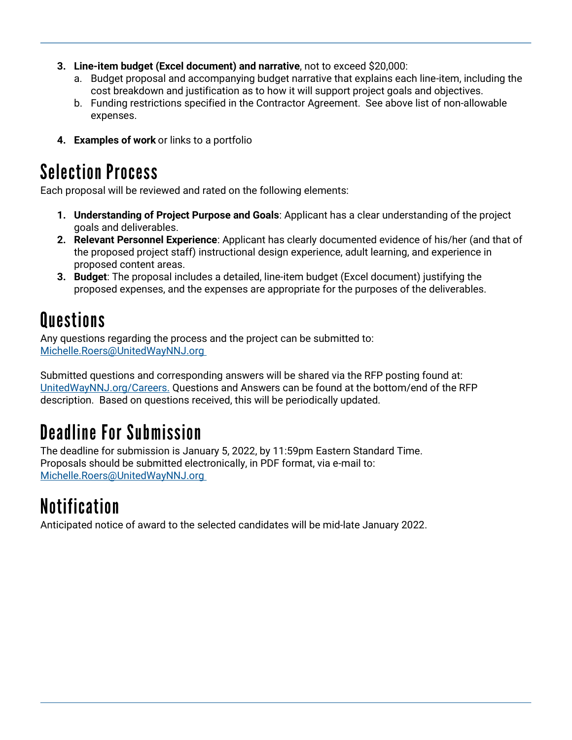3. **Line-item budget (Excel document) and narrative**, not to exceed $20,000:
   a. Budget proposal and accompanying budget narrative that explains each line-item, including the cost breakdown and justification as to how it will support project goals and objectives.
   b. Funding restrictions specified in the Contractor Agreement. See above list of non-allowable expenses.

4. **Examples of work** or links to a portfolio

# Selection Process

Each proposal will be reviewed and rated on the following elements:

1. **Understanding of Project Purpose and Goals**: Applicant has a clear understanding of the project goals and deliverables.
2. **Relevant Personnel Experience**: Applicant has clearly documented evidence of his/her (and that of the proposed project staff) instructional design experience, adult learning, and experience in proposed content areas.
3. **Budget**: The proposal includes a detailed, line-item budget (Excel document) justifying the proposed expenses, and the expenses are appropriate for the purposes of the deliverables.

# Questions

Any questions regarding the process and the project can be submitted to:
Michelle.Roers@UnitedWayNNJ.org

Submitted questions and corresponding answers will be shared via the RFP posting found at: UnitedWayNNJ.org/Careers. Questions and Answers can be found at the bottom/end of the RFP description. Based on questions received, this will be periodically updated.

# Deadline For Submission

The deadline for submission is January 5, 2022, by 11:59pm Eastern Standard Time.
Proposals should be submitted electronically, in PDF format, via e-mail to:
Michelle.Roers@UnitedWayNNJ.org

# Notification

Anticipated notice of award to the selected candidates will be mid-late January 2022.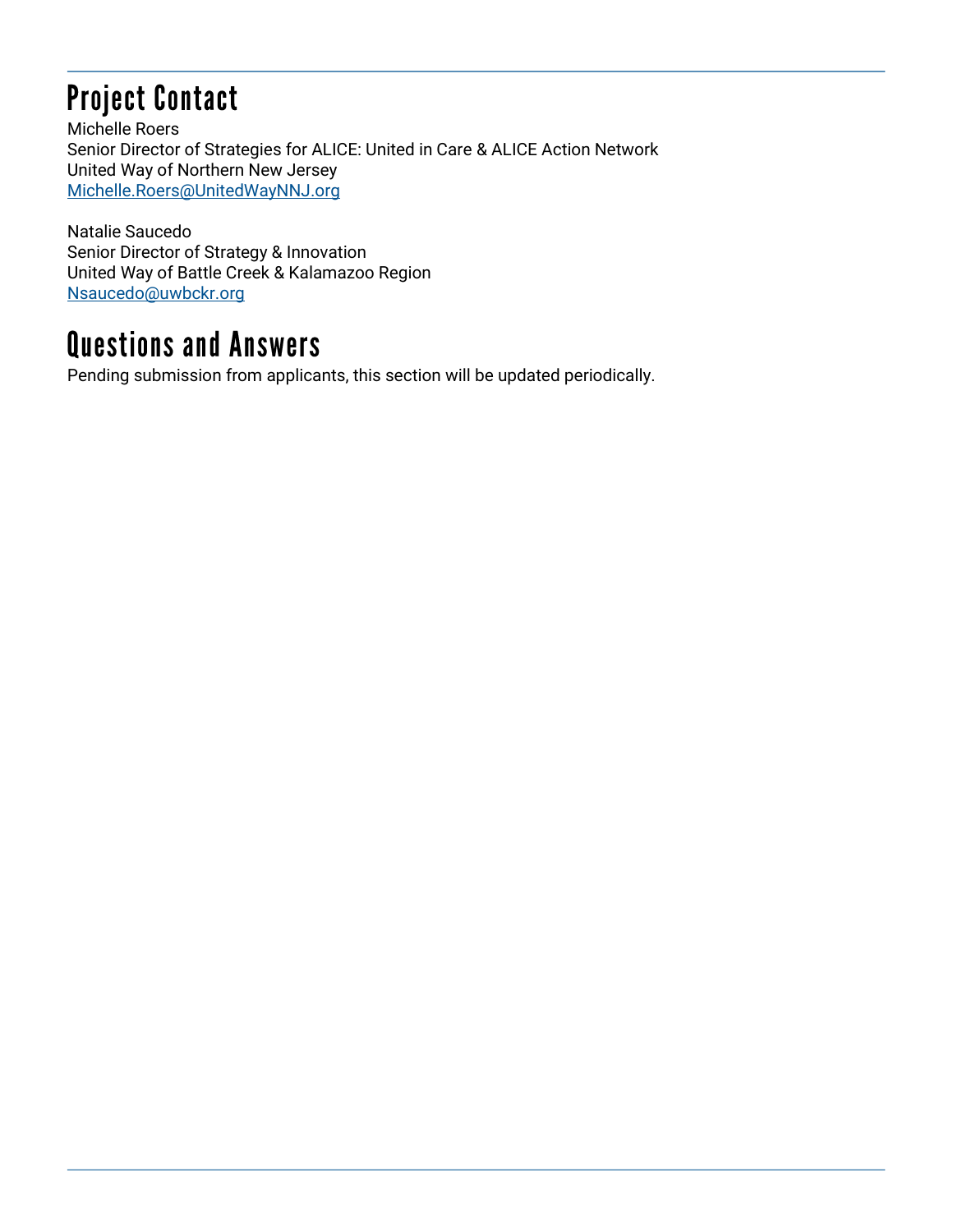## Project Contact

Michelle Roers
Senior Director of Strategies for ALICE: United in Care & ALICE Action Network
United Way of Northern New Jersey
[Michelle.Roers@UnitedWayNNJ.org](mailto:Michelle.Roers@UnitedWayNNJ.org)

Natalie Saucedo
Senior Director of Strategy & Innovation
United Way of Battle Creek & Kalamazoo Region
[Nsaucedo@uwbckr.org](mailto:Nsaucedo@uwbckr.org)

## Questions and Answers

Pending submission from applicants, this section will be updated periodically.